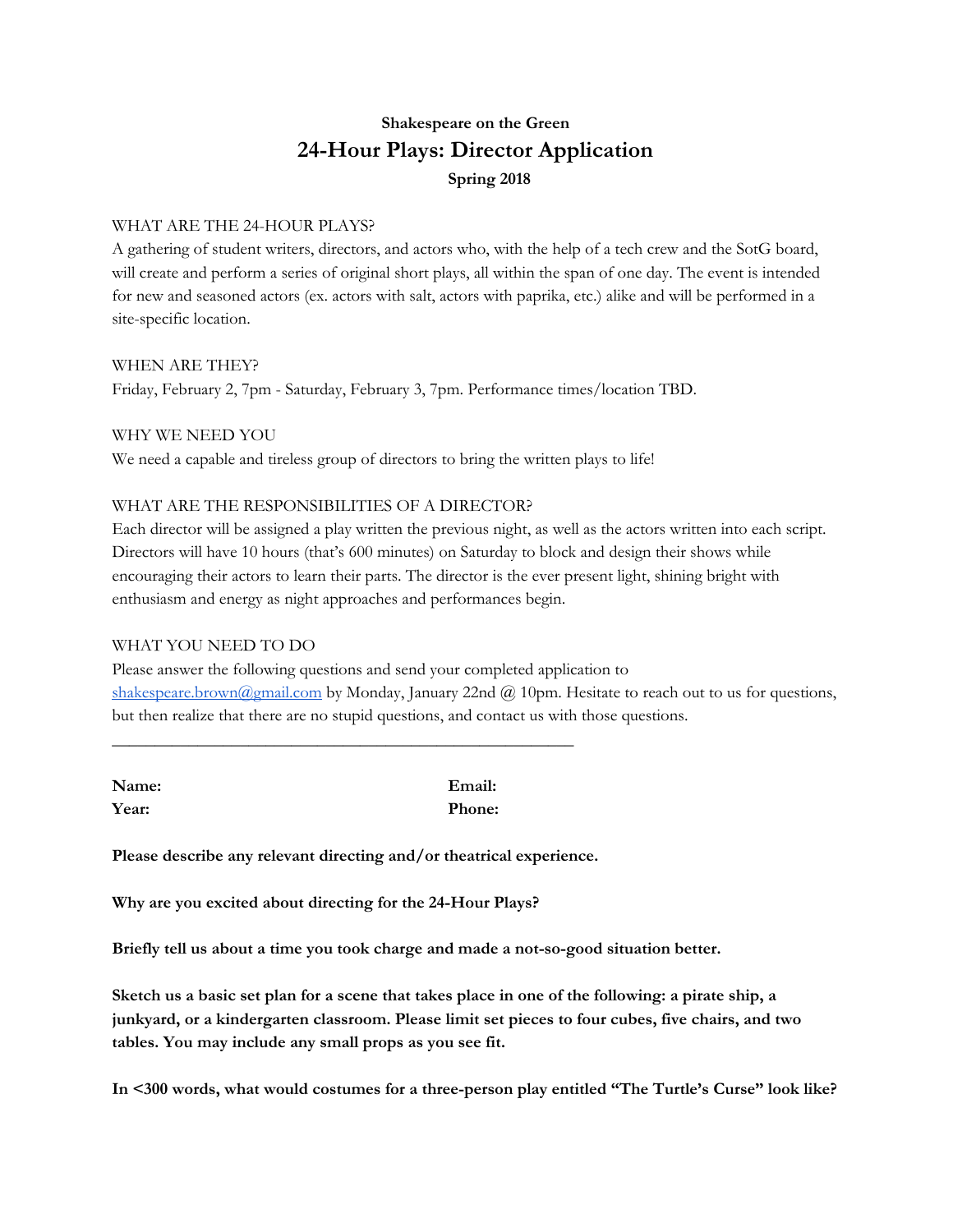**Shakespeare on the Green**

# 24-Hour Plays: Director Application

**Spring 2018**

WHAT ARE THE 24-HOUR PLAYS?

A gathering of student writers, directors, and actors who, with the help of a tech crew and the SotG board, will create and perform a series of original short plays, all within the span of one day. The event is intended for new and seasoned actors (ex. actors with salt, actors with paprika, etc.) alike and will be performed in a site-specific location.

WHEN ARE THEY?

Friday, February 2, 7pm - Saturday, February 3, 7pm. Performance times/location TBD.

WHY WE NEED YOU

We need a capable and tireless group of directors to bring the written plays to life!

WHAT ARE THE RESPONSIBILITIES OF A DIRECTOR?

Each director will be assigned a play written the previous night, as well as the actors written into each script. Directors will have 10 hours (that's 600 minutes) on Saturday to block and design their shows while encouraging their actors to learn their parts. The director is the ever present light, shining bright with enthusiasm and energy as night approaches and performances begin.

WHAT YOU NEED TO DO

Please answer the following questions and send your completed application to [shakespeare.brown@gmail.com](mailto:shakespeare.brown@gmail.com) by Monday, January 22nd @ 10pm. Hesitate to reach out to us for questions, but then realize that there are no stupid questions, and contact us with those questions.

---

**Name:**

**Year:**

**Email:**

**Phone:**

**Please describe any relevant directing and/or theatrical experience.**

**Why are you excited about directing for the 24-Hour Plays?**

**Briefly tell us about a time you took charge and made a not-so-good situation better.**

**Sketch us a basic set plan for a scene that takes place in one of the following: a pirate ship, a junkyard, or a kindergarten classroom. Please limit set pieces to four cubes, five chairs, and two tables. You may include any small props as you see fit.**

**In <300 words, what would costumes for a three-person play entitled "The Turtle's Curse" look like?**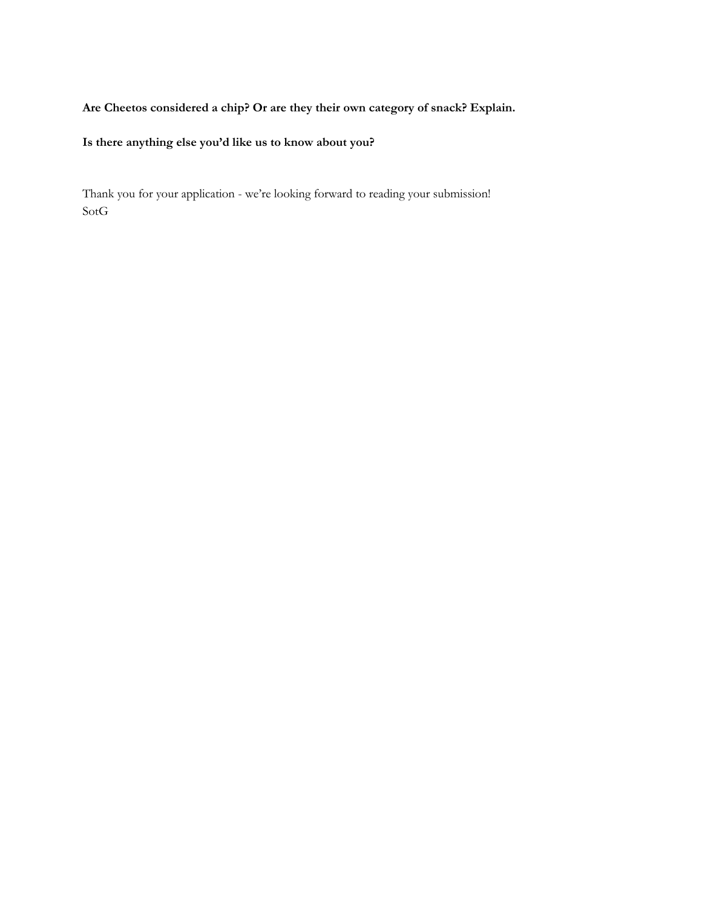**Are Cheetos considered a chip? Or are they their own category of snack? Explain.**

**Is there anything else you'd like us to know about you?**

Thank you for your application - we're looking forward to reading your submission!
SotG